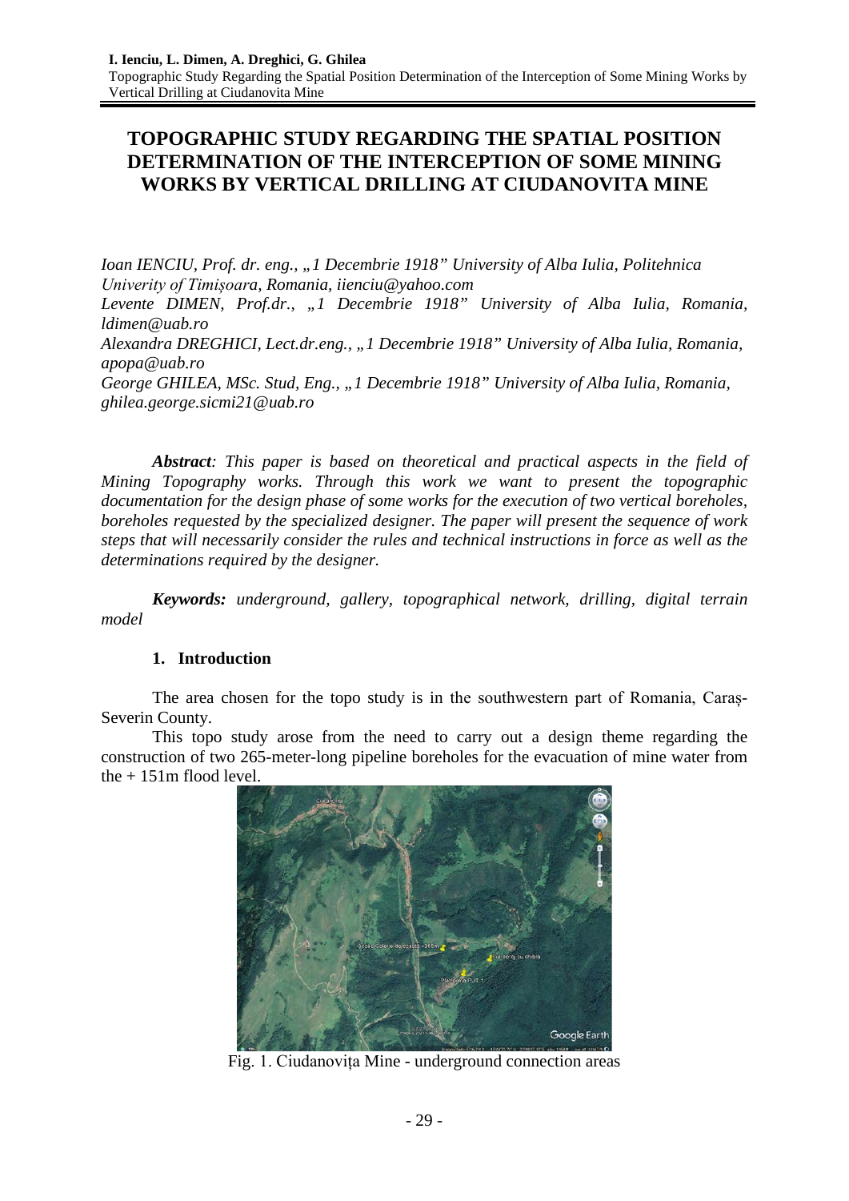# TOPOGRAPHIC STUDY REGARDING THE SPATIAL POSITION DETERMINATION OF THE INTERCEPTION OF SOME MINING WORKS BY VERTICAL DRILLING AT CIUDANOVITA MINE

*Ioan IENCIU, Prof. dr. eng., „1 Decembrie 1918" University of Alba Iulia, Politehnica Univerity of Timișoara, Romania, iienciu@yahoo.com*
*Levente DIMEN, Prof.dr., „1 Decembrie 1918" University of Alba Iulia, Romania, ldimen@uab.ro*
*Alexandra DREGHICI, Lect.dr.eng., „1 Decembrie 1918" University of Alba Iulia, Romania, apopa@uab.ro*
*George GHILEA, MSc. Stud, Eng., „1 Decembrie 1918" University of Alba Iulia, Romania, ghilea.george.sicmi21@uab.ro*

***Abstract**: This paper is based on theoretical and practical aspects in the field of Mining Topography works. Through this work we want to present the topographic documentation for the design phase of some works for the execution of two vertical boreholes, boreholes requested by the specialized designer. The paper will present the sequence of work steps that will necessarily consider the rules and technical instructions in force as well as the determinations required by the designer.*

***Keywords:** underground, gallery, topographical network, drilling, digital terrain model*

## 1. Introduction

The area chosen for the topo study is in the southwestern part of Romania, Caraș-Severin County.

This topo study arose from the need to carry out a design theme regarding the construction of two 265-meter-long pipeline boreholes for the evacuation of mine water from the + 151m flood level.

Fig. 1. Ciudanovița Mine - underground connection areas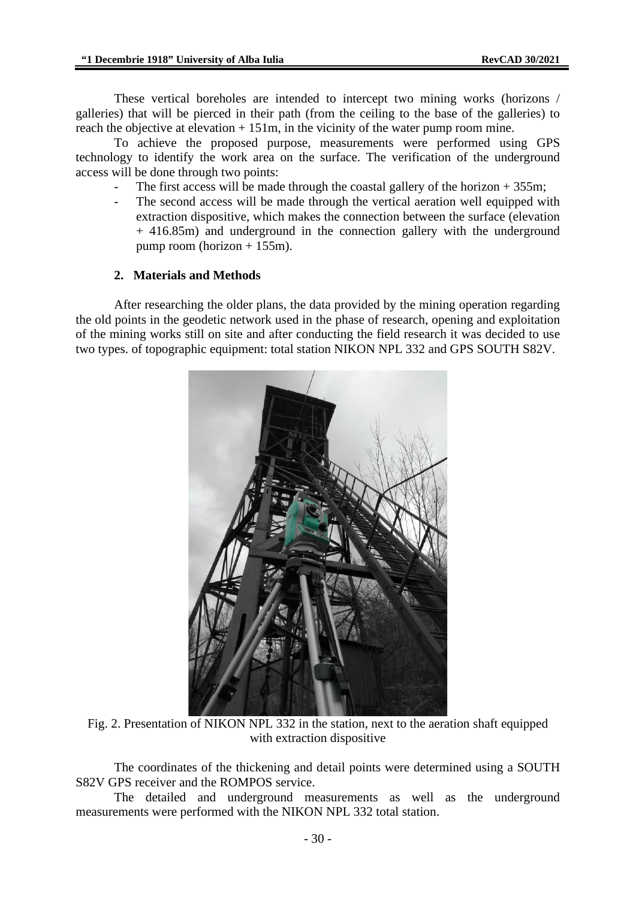These vertical boreholes are intended to intercept two mining works (horizons / galleries) that will be pierced in their path (from the ceiling to the base of the galleries) to reach the objective at elevation + 151m, in the vicinity of the water pump room mine.

To achieve the proposed purpose, measurements were performed using GPS technology to identify the work area on the surface. The verification of the underground access will be done through two points:

- The first access will be made through the coastal gallery of the horizon + 355m;
- The second access will be made through the vertical aeration well equipped with extraction dispositive, which makes the connection between the surface (elevation + 416.85m) and underground in the connection gallery with the underground pump room (horizon + 155m).

## 2. Materials and Methods

After researching the older plans, the data provided by the mining operation regarding the old points in the geodetic network used in the phase of research, opening and exploitation of the mining works still on site and after conducting the field research it was decided to use two types. of topographic equipment: total station NIKON NPL 332 and GPS SOUTH S82V.

Fig. 2. Presentation of NIKON NPL 332 in the station, next to the aeration shaft equipped with extraction dispositive

The coordinates of the thickening and detail points were determined using a SOUTH S82V GPS receiver and the ROMPOS service.

The detailed and underground measurements as well as the underground measurements were performed with the NIKON NPL 332 total station.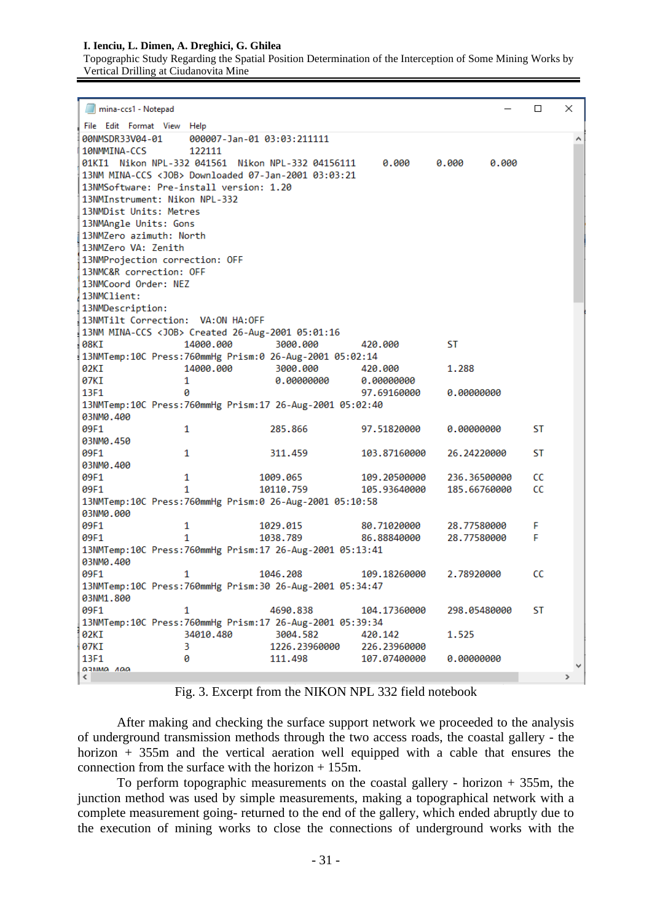```
mina-ccs1 - Notepad
File  Edit  Format  View  Help
00NMSDR33V04-01      000007-Jan-01 03:03:211111
10NMMINA-CCS         122111
01KI1  Nikon NPL-332 041561  Nikon NPL-332 04156111     0.000     0.000     0.000
13NM MINA-CCS <JOB> Downloaded 07-Jan-2001 03:03:21
13NMSoftware: Pre-install version: 1.20
13NMInstrument: Nikon NPL-332
13NMDist Units: Metres
13NMAngle Units: Gons
13NMZero azimuth: North
13NMZero VA: Zenith
13NMProjection correction: OFF
13NMC&R correction: OFF
13NMCoord Order: NEZ
13NMClient:
13NMDescription:
13NMTilt Correction:  VA:ON HA:OFF
13NM MINA-CCS <JOB> Created 26-Aug-2001 05:01:16
08KI                14000.000         3000.000        420.000         ST
13NMTemp:10C Press:760mmHg Prism:0 26-Aug-2001 05:02:14
02KI                14000.000         3000.000        420.000         1.288
07KI                1                 0.00000000      0.00000000
13F1                0                                 97.69160000     0.00000000
13NMTemp:10C Press:760mmHg Prism:17 26-Aug-2001 05:02:40
03NM0.400
09F1                1                285.866          97.51820000     0.00000000      ST
03NM0.450
09F1                1                311.459          103.87160000    26.24220000     ST
03NM0.400
09F1                1              1009.065           109.20500000    236.36500000    CC
09F1                1              10110.759          105.93640000    185.66760000    CC
13NMTemp:10C Press:760mmHg Prism:0 26-Aug-2001 05:10:58
03NM0.000
09F1                1              1029.015           80.71020000     28.77580000     F
09F1                1              1038.789           86.88840000     28.77580000     F
13NMTemp:10C Press:760mmHg Prism:17 26-Aug-2001 05:13:41
03NM0.400
09F1                1              1046.208           109.18260000    2.78920000      CC
13NMTemp:10C Press:760mmHg Prism:30 26-Aug-2001 05:34:47
03NM1.800
09F1                1                4690.838         104.17360000    298.05480000    ST
13NMTemp:10C Press:760mmHg Prism:17 26-Aug-2001 05:39:34
02KI                34010.480         3004.582        420.142         1.525
07KI                3                1226.23960000    226.23960000
13F1                0                111.498          107.07400000    0.00000000
03NM0.400
```

Fig. 3. Excerpt from the NIKON NPL 332 field notebook

After making and checking the surface support network we proceeded to the analysis of underground transmission methods through the two access roads, the coastal gallery - the horizon + 355m and the vertical aeration well equipped with a cable that ensures the connection from the surface with the horizon + 155m.

To perform topographic measurements on the coastal gallery - horizon + 355m, the junction method was used by simple measurements, making a topographical network with a complete measurement going- returned to the end of the gallery, which ended abruptly due to the execution of mining works to close the connections of underground works with the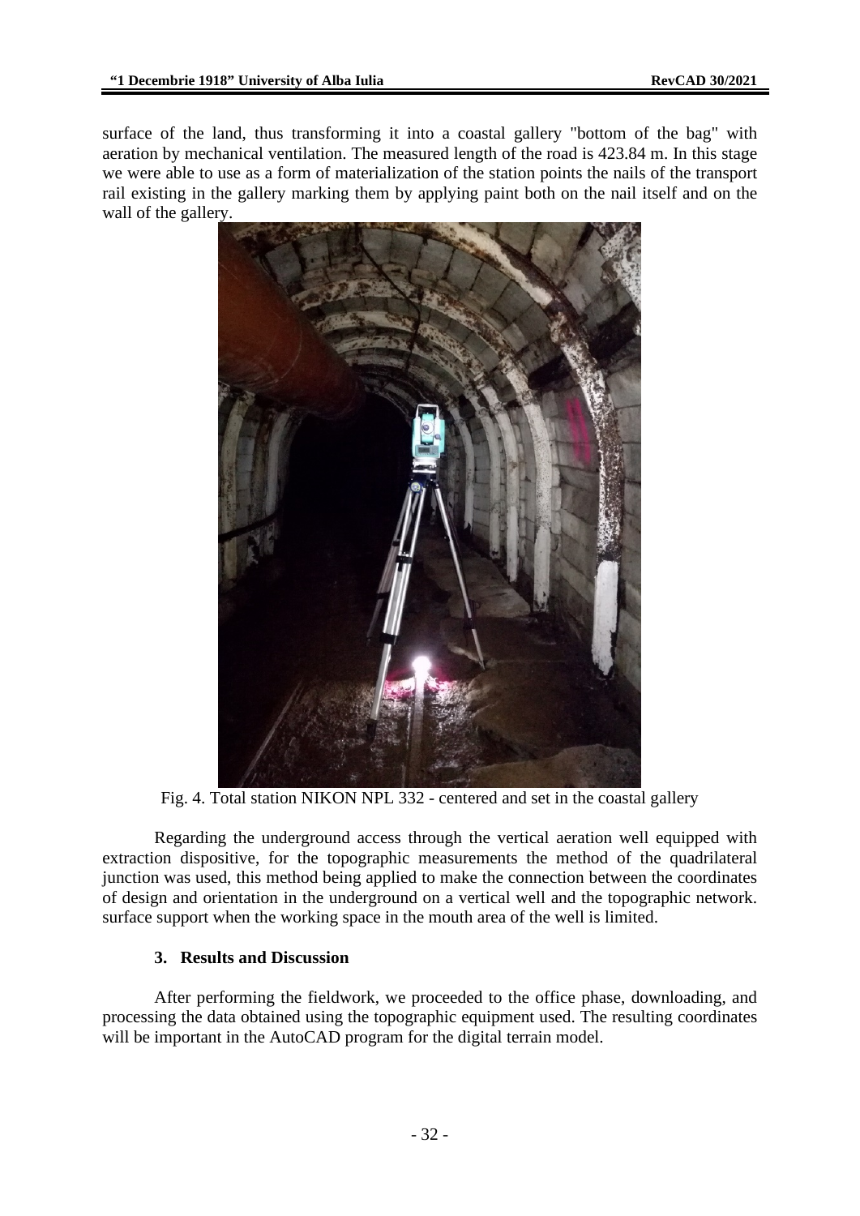surface of the land, thus transforming it into a coastal gallery "bottom of the bag" with aeration by mechanical ventilation. The measured length of the road is 423.84 m. In this stage we were able to use as a form of materialization of the station points the nails of the transport rail existing in the gallery marking them by applying paint both on the nail itself and on the wall of the gallery.

Fig. 4. Total station NIKON NPL 332 - centered and set in the coastal gallery

Regarding the underground access through the vertical aeration well equipped with extraction dispositive, for the topographic measurements the method of the quadrilateral junction was used, this method being applied to make the connection between the coordinates of design and orientation in the underground on a vertical well and the topographic network. surface support when the working space in the mouth area of the well is limited.

## 3. Results and Discussion

After performing the fieldwork, we proceeded to the office phase, downloading, and processing the data obtained using the topographic equipment used. The resulting coordinates will be important in the AutoCAD program for the digital terrain model.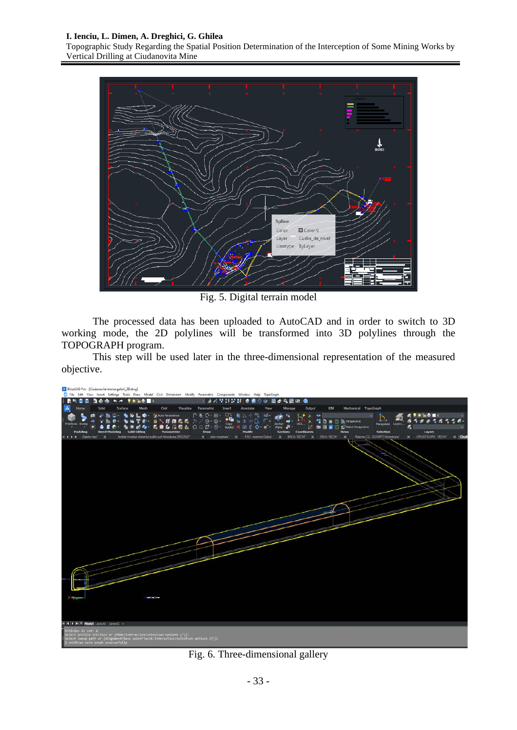Fig. 5. Digital terrain model

The processed data has been uploaded to AutoCAD and in order to switch to 3D working mode, the 2D polylines will be transformed into 3D polylines through the TOPOGRAPH program.

This step will be used later in the three-dimensional representation of the measured objective.

Fig. 6. Three-dimensional gallery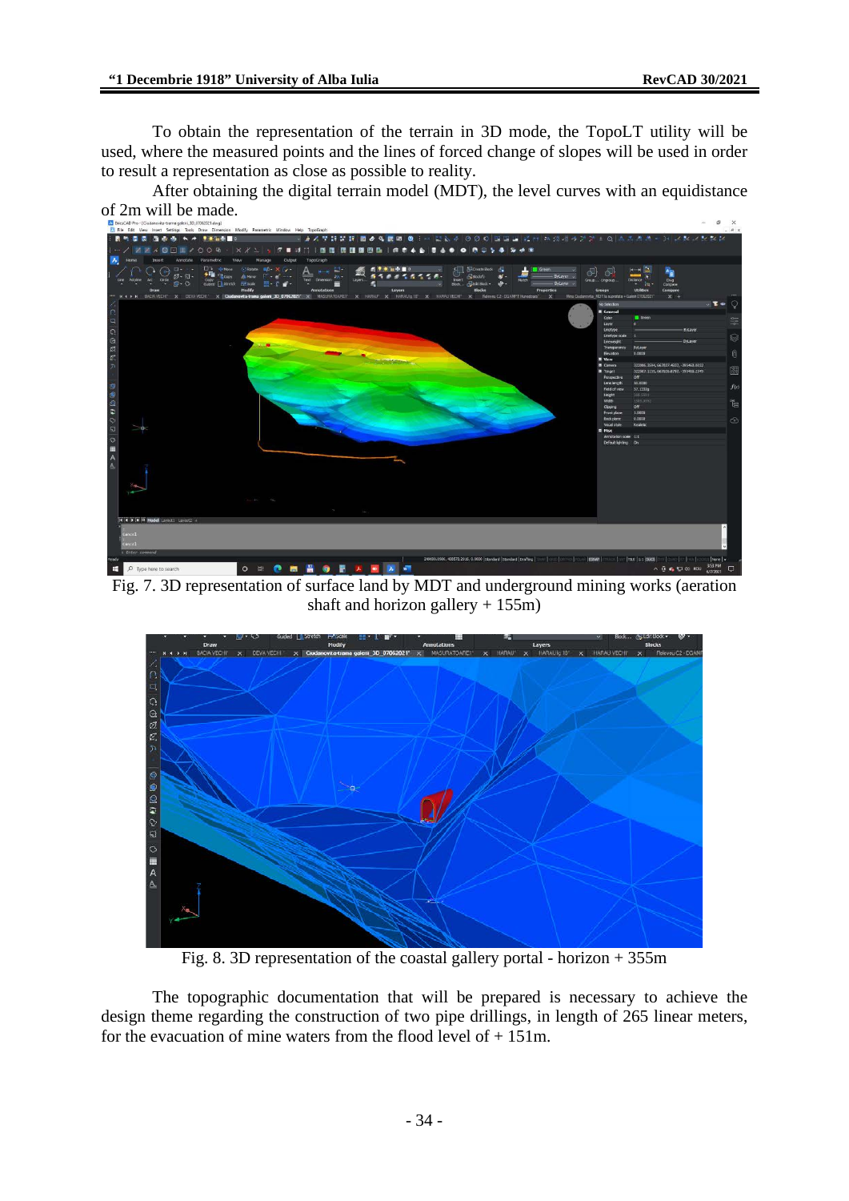To obtain the representation of the terrain in 3D mode, the TopoLT utility will be used, where the measured points and the lines of forced change of slopes will be used in order to result a representation as close as possible to reality.

After obtaining the digital terrain model (MDT), the level curves with an equidistance of 2m will be made.

Fig. 7. 3D representation of surface land by MDT and underground mining works (aeration shaft and horizon gallery + 155m)

Fig. 8. 3D representation of the coastal gallery portal - horizon + 355m

The topographic documentation that will be prepared is necessary to achieve the design theme regarding the construction of two pipe drillings, in length of 265 linear meters, for the evacuation of mine waters from the flood level of + 151m.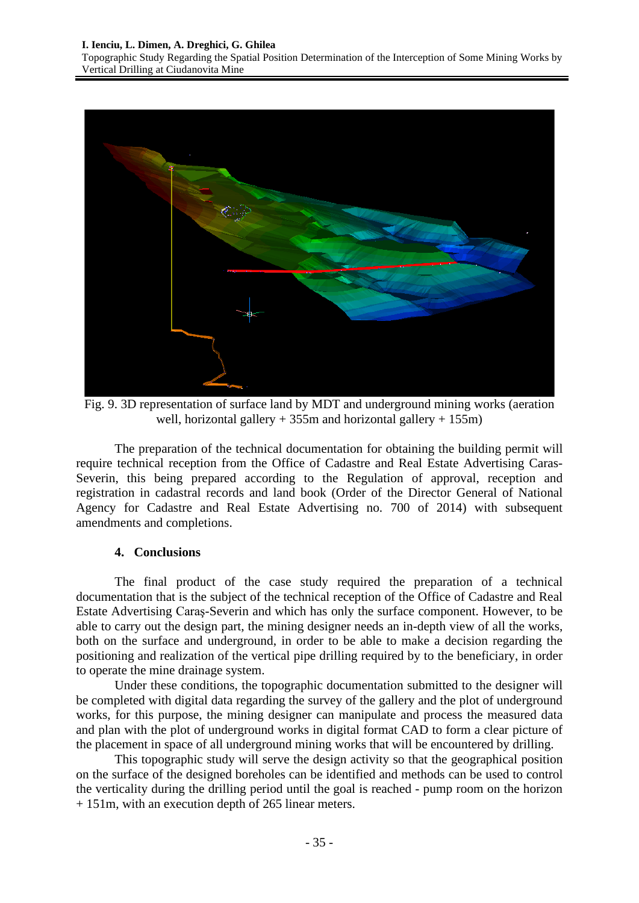Fig. 9. 3D representation of surface land by MDT and underground mining works (aeration well, horizontal gallery + 355m and horizontal gallery + 155m)

The preparation of the technical documentation for obtaining the building permit will require technical reception from the Office of Cadastre and Real Estate Advertising Caras-Severin, this being prepared according to the Regulation of approval, reception and registration in cadastral records and land book (Order of the Director General of National Agency for Cadastre and Real Estate Advertising no. 700 of 2014) with subsequent amendments and completions.

## 4. Conclusions

The final product of the case study required the preparation of a technical documentation that is the subject of the technical reception of the Office of Cadastre and Real Estate Advertising Caraş-Severin and which has only the surface component. However, to be able to carry out the design part, the mining designer needs an in-depth view of all the works, both on the surface and underground, in order to be able to make a decision regarding the positioning and realization of the vertical pipe drilling required by to the beneficiary, in order to operate the mine drainage system.

Under these conditions, the topographic documentation submitted to the designer will be completed with digital data regarding the survey of the gallery and the plot of underground works, for this purpose, the mining designer can manipulate and process the measured data and plan with the plot of underground works in digital format CAD to form a clear picture of the placement in space of all underground mining works that will be encountered by drilling.

This topographic study will serve the design activity so that the geographical position on the surface of the designed boreholes can be identified and methods can be used to control the verticality during the drilling period until the goal is reached - pump room on the horizon + 151m, with an execution depth of 265 linear meters.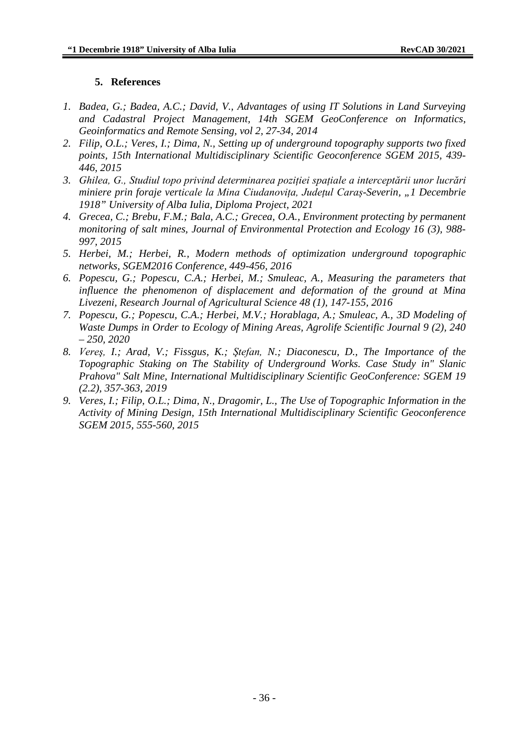## 5. References

1. *Badea, G.; Badea, A.C.; David, V., Advantages of using IT Solutions in Land Surveying and Cadastral Project Management, 14th SGEM GeoConference on Informatics, Geoinformatics and Remote Sensing, vol 2, 27-34, 2014*
2. *Filip, O.L.; Veres, I.; Dima, N., Setting up of underground topography supports two fixed points, 15th International Multidisciplinary Scientific Geoconference SGEM 2015, 439-446, 2015*
3. *Ghilea, G., Studiul topo privind determinarea poziției spațiale a interceptării unor lucrări miniere prin foraje verticale la Mina Ciudanovița, Județul Caraș-Severin, „1 Decembrie 1918" University of Alba Iulia, Diploma Project, 2021*
4. *Grecea, C.; Brebu, F.M.; Bala, A.C.; Grecea, O.A., Environment protecting by permanent monitoring of salt mines, Journal of Environmental Protection and Ecology 16 (3), 988-997, 2015*
5. *Herbei, M.; Herbei, R., Modern methods of optimization underground topographic networks, SGEM2016 Conference, 449-456, 2016*
6. *Popescu, G.; Popescu, C.A.; Herbei, M.; Smuleac, A., Measuring the parameters that influence the phenomenon of displacement and deformation of the ground at Mina Livezeni, Research Journal of Agricultural Science 48 (1), 147-155, 2016*
7. *Popescu, G.; Popescu, C.A.; Herbei, M.V.; Horablaga, A.; Smuleac, A., 3D Modeling of Waste Dumps in Order to Ecology of Mining Areas, Agrolife Scientific Journal 9 (2), 240 – 250, 2020*
8. *Vereș, I.; Arad, V.; Fissgus, K.; Ștefan, N.; Diaconescu, D., The Importance of the Topographic Staking on The Stability of Underground Works. Case Study in" Slanic Prahova" Salt Mine, International Multidisciplinary Scientific GeoConference: SGEM 19 (2.2), 357-363, 2019*
9. *Veres, I.; Filip, O.L.; Dima, N., Dragomir, L., The Use of Topographic Information in the Activity of Mining Design, 15th International Multidisciplinary Scientific Geoconference SGEM 2015, 555-560, 2015*